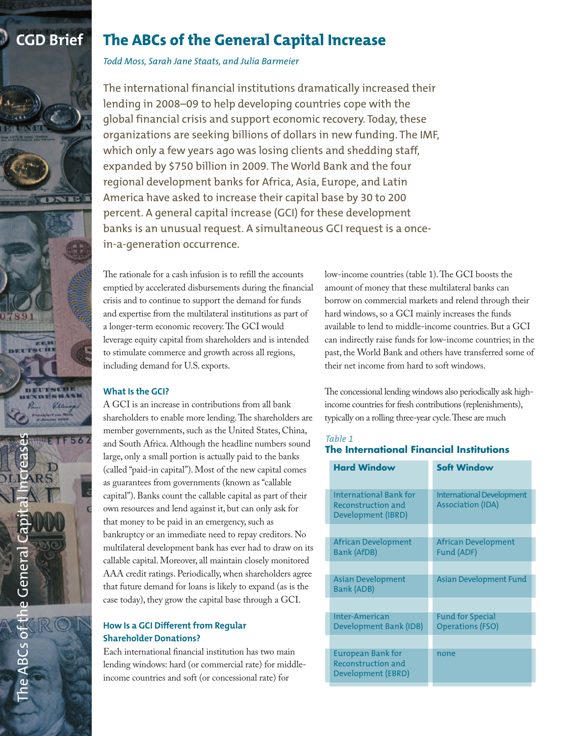# The ABCs of the General Capital Increase

*Todd Moss, Sarah Jane Staats, and Julia Barmeier*

The international financial institutions dramatically increased their lending in 2008–09 to help developing countries cope with the global financial crisis and support economic recovery. Today, these organizations are seeking billions of dollars in new funding. The IMF, which only a few years ago was losing clients and shedding staff, expanded by $750 billion in 2009. The World Bank and the four regional development banks for Africa, Asia, Europe, and Latin America have asked to increase their capital base by 30 to 200 percent. A general capital increase (GCI) for these development banks is an unusual request. A simultaneous GCI request is a once-in-a-generation occurrence.

The rationale for a cash infusion is to refill the accounts emptied by accelerated disbursements during the financial crisis and to continue to support the demand for funds and expertise from the multilateral institutions as part of a longer-term economic recovery. The GCI would leverage equity capital from shareholders and is intended to stimulate commerce and growth across all regions, including demand for U.S. exports.

### What Is the GCI?

A GCI is an increase in contributions from all bank shareholders to enable more lending. The shareholders are member governments, such as the United States, China, and South Africa. Although the headline numbers sound large, only a small portion is actually paid to the banks (called "paid-in capital"). Most of the new capital comes as guarantees from governments (known as "callable capital"). Banks count the callable capital as part of their own resources and lend against it, but can only ask for that money to be paid in an emergency, such as bankruptcy or an immediate need to repay creditors. No multilateral development bank has ever had to draw on its callable capital. Moreover, all maintain closely monitored AAA credit ratings. Periodically, when shareholders agree that future demand for loans is likely to expand (as is the case today), they grow the capital base through a GCI.

### How Is a GCI Different from Regular Shareholder Donations?

Each international financial institution has two main lending windows: hard (or commercial rate) for middle-income countries and soft (or concessional rate) for low-income countries (table 1). The GCI boosts the amount of money that these multilateral banks can borrow on commercial markets and relend through their hard windows, so a GCI mainly increases the funds available to lend to middle-income countries. But a GCI can indirectly raise funds for low-income countries; in the past, the World Bank and others have transferred some of their net income from hard to soft windows.

The concessional lending windows also periodically ask high-income countries for fresh contributions (replenishments), typically on a rolling three-year cycle. These are much

*Table 1*

**The International Financial Institutions**

| Hard Window | Soft Window |
|---|---|
| International Bank for Reconstruction and Development (IBRD) | International Development Association (IDA) |
| African Development Bank (AfDB) | African Development Fund (ADF) |
| Asian Development Bank (ADB) | Asian Development Fund |
| Inter-American Development Bank (IDB) | Fund for Special Operations (FSO) |
| European Bank for Reconstruction and Development (EBRD) | none |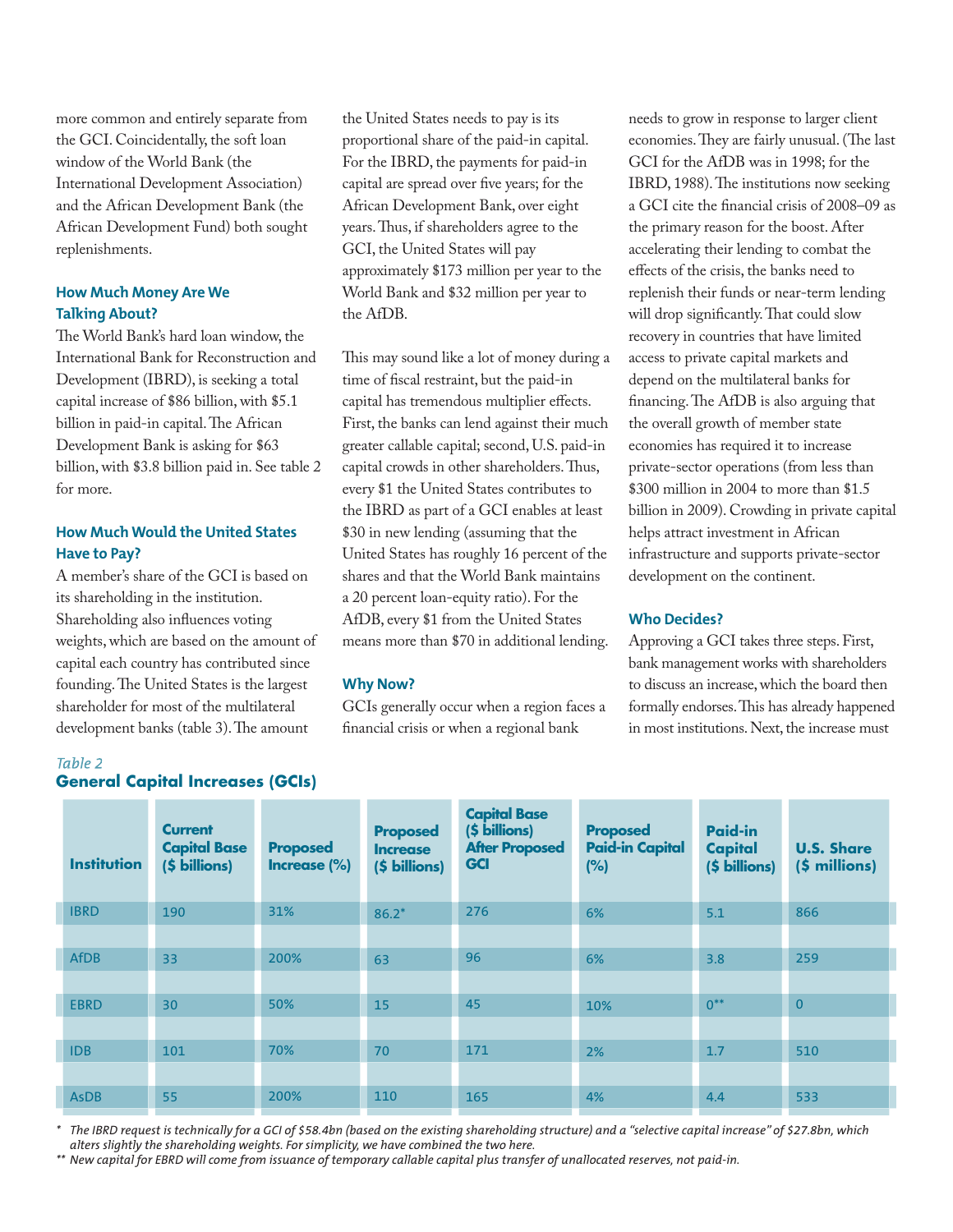more common and entirely separate from the GCI. Coincidentally, the soft loan window of the World Bank (the International Development Association) and the African Development Bank (the African Development Fund) both sought replenishments.

### How Much Money Are We Talking About?

The World Bank's hard loan window, the International Bank for Reconstruction and Development (IBRD), is seeking a total capital increase of $86 billion, with $5.1 billion in paid-in capital. The African Development Bank is asking for $63 billion, with $3.8 billion paid in. See table 2 for more.

### How Much Would the United States Have to Pay?

A member's share of the GCI is based on its shareholding in the institution. Shareholding also influences voting weights, which are based on the amount of capital each country has contributed since founding. The United States is the largest shareholder for most of the multilateral development banks (table 3). The amount the United States needs to pay is its proportional share of the paid-in capital. For the IBRD, the payments for paid-in capital are spread over five years; for the African Development Bank, over eight years. Thus, if shareholders agree to the GCI, the United States will pay approximately $173 million per year to the World Bank and $32 million per year to the AfDB.

This may sound like a lot of money during a time of fiscal restraint, but the paid-in capital has tremendous multiplier effects. First, the banks can lend against their much greater callable capital; second, U.S. paid-in capital crowds in other shareholders. Thus, every $1 the United States contributes to the IBRD as part of a GCI enables at least $30 in new lending (assuming that the United States has roughly 16 percent of the shares and that the World Bank maintains a 20 percent loan-equity ratio). For the AfDB, every $1 from the United States means more than $70 in additional lending.

### Why Now?

GCIs generally occur when a region faces a financial crisis or when a regional bank needs to grow in response to larger client economies. They are fairly unusual. (The last GCI for the AfDB was in 1998; for the IBRD, 1988). The institutions now seeking a GCI cite the financial crisis of 2008–09 as the primary reason for the boost. After accelerating their lending to combat the effects of the crisis, the banks need to replenish their funds or near-term lending will drop significantly. That could slow recovery in countries that have limited access to private capital markets and depend on the multilateral banks for financing. The AfDB is also arguing that the overall growth of member state economies has required it to increase private-sector operations (from less than $300 million in 2004 to more than $1.5 billion in 2009). Crowding in private capital helps attract investment in African infrastructure and supports private-sector development on the continent.

### Who Decides?

Approving a GCI takes three steps. First, bank management works with shareholders to discuss an increase, which the board then formally endorses. This has already happened in most institutions. Next, the increase must

*Table 2*

**General Capital Increases (GCIs)**

| Institution | Current Capital Base ($ billions) | Proposed Increase (%) | Proposed Increase ($ billions) | Capital Base ($ billions) After Proposed GCI | Proposed Paid-in Capital (%) | Paid-in Capital ($ billions) | U.S. Share ($ millions) |
|---|---|---|---|---|---|---|---|
| IBRD | 190 | 31% | 86.2* | 276 | 6% | 5.1 | 866 |
| AfDB | 33 | 200% | 63 | 96 | 6% | 3.8 | 259 |
| EBRD | 30 | 50% | 15 | 45 | 10% | 0** | 0 |
| IDB | 101 | 70% | 70 | 171 | 2% | 1.7 | 510 |
| AsDB | 55 | 200% | 110 | 165 | 4% | 4.4 | 533 |

\* *The IBRD request is technically for a GCI of $58.4bn (based on the existing shareholding structure) and a "selective capital increase" of $27.8bn, which alters slightly the shareholding weights. For simplicity, we have combined the two here.*

\*\* *New capital for EBRD will come from issuance of temporary callable capital plus transfer of unallocated reserves, not paid-in.*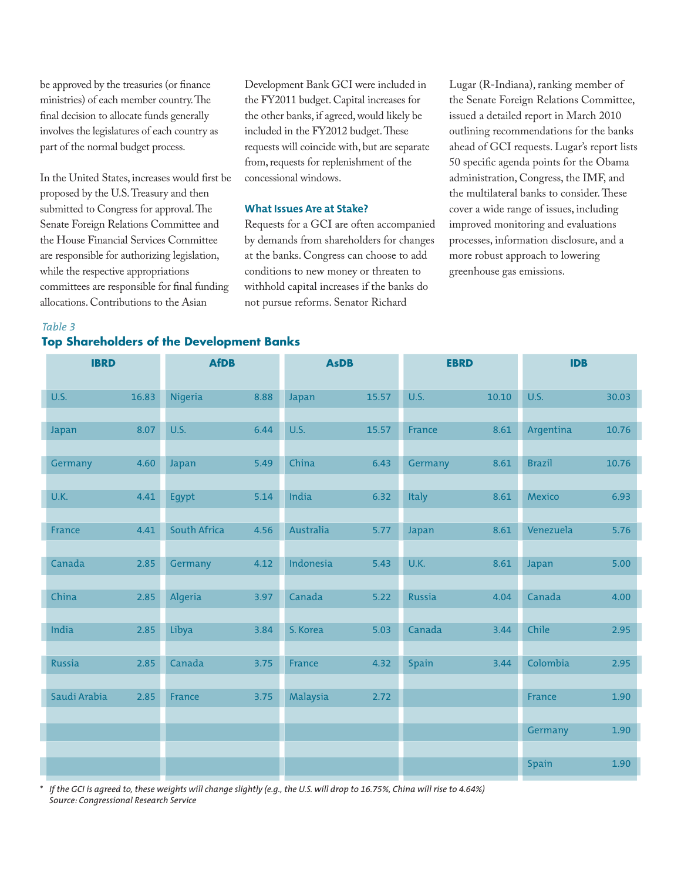be approved by the treasuries (or finance ministries) of each member country. The final decision to allocate funds generally involves the legislatures of each country as part of the normal budget process.

In the United States, increases would first be proposed by the U.S. Treasury and then submitted to Congress for approval. The Senate Foreign Relations Committee and the House Financial Services Committee are responsible for authorizing legislation, while the respective appropriations committees are responsible for final funding allocations. Contributions to the Asian Development Bank GCI were included in the FY2011 budget. Capital increases for the other banks, if agreed, would likely be included in the FY2012 budget. These requests will coincide with, but are separate from, requests for replenishment of the concessional windows.

### What Issues Are at Stake?

Requests for a GCI are often accompanied by demands from shareholders for changes at the banks. Congress can choose to add conditions to new money or threaten to withhold capital increases if the banks do not pursue reforms. Senator Richard Lugar (R-Indiana), ranking member of the Senate Foreign Relations Committee, issued a detailed report in March 2010 outlining recommendations for the banks ahead of GCI requests. Lugar's report lists 50 specific agenda points for the Obama administration, Congress, the IMF, and the multilateral banks to consider. These cover a wide range of issues, including improved monitoring and evaluations processes, information disclosure, and a more robust approach to lowering greenhouse gas emissions.

*Table 3*

**Top Shareholders of the Development Banks**

| IBRD | | AfDB | | AsDB | | EBRD | | IDB | |
|---|---|---|---|---|---|---|---|---|---|
| U.S. | 16.83 | Nigeria | 8.88 | Japan | 15.57 | U.S. | 10.10 | U.S. | 30.03 |
| Japan | 8.07 | U.S. | 6.44 | U.S. | 15.57 | France | 8.61 | Argentina | 10.76 |
| Germany | 4.60 | Japan | 5.49 | China | 6.43 | Germany | 8.61 | Brazil | 10.76 |
| U.K. | 4.41 | Egypt | 5.14 | India | 6.32 | Italy | 8.61 | Mexico | 6.93 |
| France | 4.41 | South Africa | 4.56 | Australia | 5.77 | Japan | 8.61 | Venezuela | 5.76 |
| Canada | 2.85 | Germany | 4.12 | Indonesia | 5.43 | U.K. | 8.61 | Japan | 5.00 |
| China | 2.85 | Algeria | 3.97 | Canada | 5.22 | Russia | 4.04 | Canada | 4.00 |
| India | 2.85 | Libya | 3.84 | S. Korea | 5.03 | Canada | 3.44 | Chile | 2.95 |
| Russia | 2.85 | Canada | 3.75 | France | 4.32 | Spain | 3.44 | Colombia | 2.95 |
| Saudi Arabia | 2.85 | France | 3.75 | Malaysia | 2.72 | | | France | 1.90 |
| | | | | | | | | Germany | 1.90 |
| | | | | | | | | Spain | 1.90 |

\* *If the GCI is agreed to, these weights will change slightly (e.g., the U.S. will drop to 16.75%, China will rise to 4.64%)*
*Source: Congressional Research Service*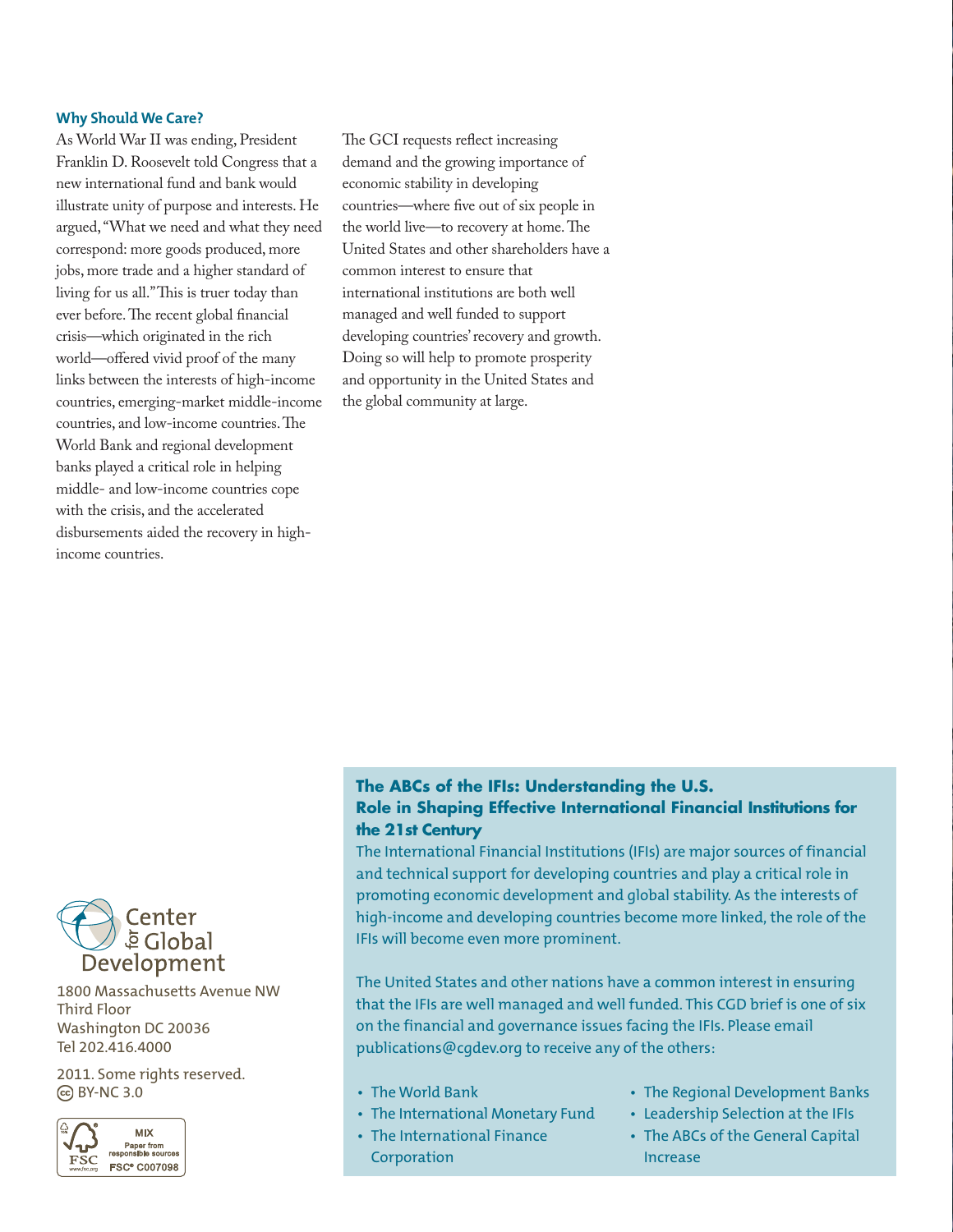### Why Should We Care?

As World War II was ending, President Franklin D. Roosevelt told Congress that a new international fund and bank would illustrate unity of purpose and interests. He argued, "What we need and what they need correspond: more goods produced, more jobs, more trade and a higher standard of living for us all." This is truer today than ever before. The recent global financial crisis—which originated in the rich world—offered vivid proof of the many links between the interests of high-income countries, emerging-market middle-income countries, and low-income countries. The World Bank and regional development banks played a critical role in helping middle- and low-income countries cope with the crisis, and the accelerated disbursements aided the recovery in high-income countries.

The GCI requests reflect increasing demand and the growing importance of economic stability in developing countries—where five out of six people in the world live—to recovery at home. The United States and other shareholders have a common interest to ensure that international institutions are both well managed and well funded to support developing countries' recovery and growth. Doing so will help to promote prosperity and opportunity in the United States and the global community at large.

Center for Global Development

1800 Massachusetts Avenue NW
Third Floor
Washington DC 20036
Tel 202.416.4000

2011. Some rights reserved.
BY-NC 3.0

MIX
Paper from responsible sources
FSC® C007098

**The ABCs of the IFIs: Understanding the U.S. Role in Shaping Effective International Financial Institutions for the 21st Century**

The International Financial Institutions (IFIs) are major sources of financial and technical support for developing countries and play a critical role in promoting economic development and global stability. As the interests of high-income and developing countries become more linked, the role of the IFIs will become even more prominent.

The United States and other nations have a common interest in ensuring that the IFIs are well managed and well funded. This CGD brief is one of six on the financial and governance issues facing the IFIs. Please email publications@cgdev.org to receive any of the others:

- The World Bank
- The International Monetary Fund
- The International Finance Corporation
- The Regional Development Banks
- Leadership Selection at the IFIs
- The ABCs of the General Capital Increase